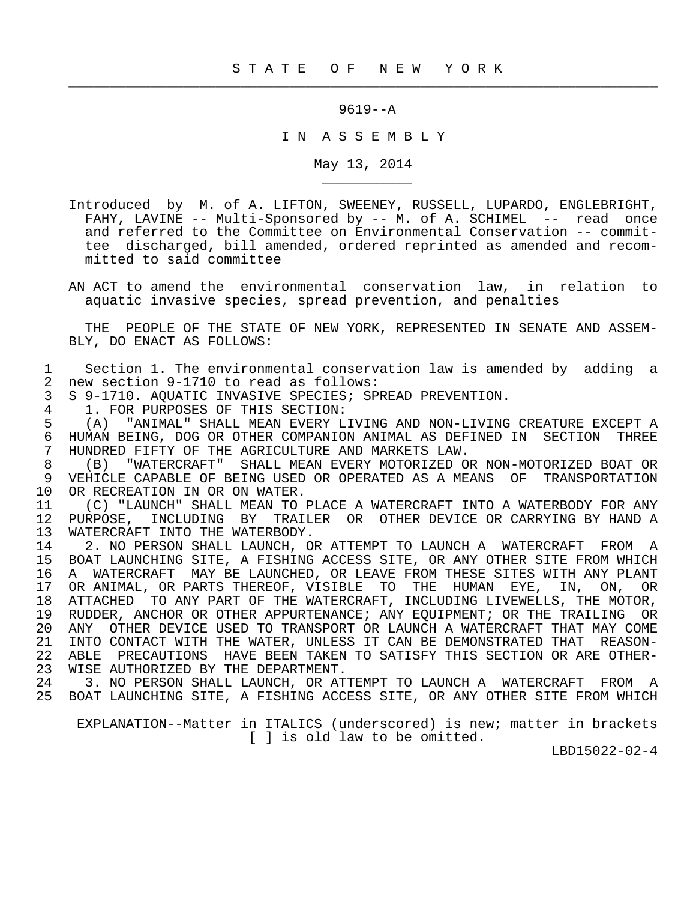# S T A T E  O F  N E W  Y O R K

## 9619--A

## I N  A S S E M B L Y

May 13, 2014

Introduced by M. of A. LIFTON, SWEENEY, RUSSELL, LUPARDO, ENGLEBRIGHT, FAHY, LAVINE -- Multi-Sponsored by -- M. of A. SCHIMEL -- read once and referred to the Committee on Environmental Conservation -- committee discharged, bill amended, ordered reprinted as amended and recommitted to said committee

AN ACT to amend the environmental conservation law, in relation to aquatic invasive species, spread prevention, and penalties

THE PEOPLE OF THE STATE OF NEW YORK, REPRESENTED IN SENATE AND ASSEMBLY, DO ENACT AS FOLLOWS:

1 Section 1. The environmental conservation law is amended by adding a
2 new section 9-1710 to read as follows:
3 S 9-1710. AQUATIC INVASIVE SPECIES; SPREAD PREVENTION.
4 1. FOR PURPOSES OF THIS SECTION:
5 (A) "ANIMAL" SHALL MEAN EVERY LIVING AND NON-LIVING CREATURE EXCEPT A
6 HUMAN BEING, DOG OR OTHER COMPANION ANIMAL AS DEFINED IN SECTION THREE
7 HUNDRED FIFTY OF THE AGRICULTURE AND MARKETS LAW.
8 (B) "WATERCRAFT" SHALL MEAN EVERY MOTORIZED OR NON-MOTORIZED BOAT OR
9 VEHICLE CAPABLE OF BEING USED OR OPERATED AS A MEANS OF TRANSPORTATION
10 OR RECREATION IN OR ON WATER.
11 (C) "LAUNCH" SHALL MEAN TO PLACE A WATERCRAFT INTO A WATERBODY FOR ANY
12 PURPOSE, INCLUDING BY TRAILER OR OTHER DEVICE OR CARRYING BY HAND A
13 WATERCRAFT INTO THE WATERBODY.
14 2. NO PERSON SHALL LAUNCH, OR ATTEMPT TO LAUNCH A WATERCRAFT FROM A
15 BOAT LAUNCHING SITE, A FISHING ACCESS SITE, OR ANY OTHER SITE FROM WHICH
16 A WATERCRAFT MAY BE LAUNCHED, OR LEAVE FROM THESE SITES WITH ANY PLANT
17 OR ANIMAL, OR PARTS THEREOF, VISIBLE TO THE HUMAN EYE, IN, ON, OR
18 ATTACHED TO ANY PART OF THE WATERCRAFT, INCLUDING LIVEWELLS, THE MOTOR,
19 RUDDER, ANCHOR OR OTHER APPURTENANCE; ANY EQUIPMENT; OR THE TRAILING OR
20 ANY OTHER DEVICE USED TO TRANSPORT OR LAUNCH A WATERCRAFT THAT MAY COME
21 INTO CONTACT WITH THE WATER, UNLESS IT CAN BE DEMONSTRATED THAT REASON-
22 ABLE PRECAUTIONS HAVE BEEN TAKEN TO SATISFY THIS SECTION OR ARE OTHER-
23 WISE AUTHORIZED BY THE DEPARTMENT.
24 3. NO PERSON SHALL LAUNCH, OR ATTEMPT TO LAUNCH A WATERCRAFT FROM A
25 BOAT LAUNCHING SITE, A FISHING ACCESS SITE, OR ANY OTHER SITE FROM WHICH

EXPLANATION--Matter in ITALICS (underscored) is new; matter in brackets [ ] is old law to be omitted.

LBD15022-02-4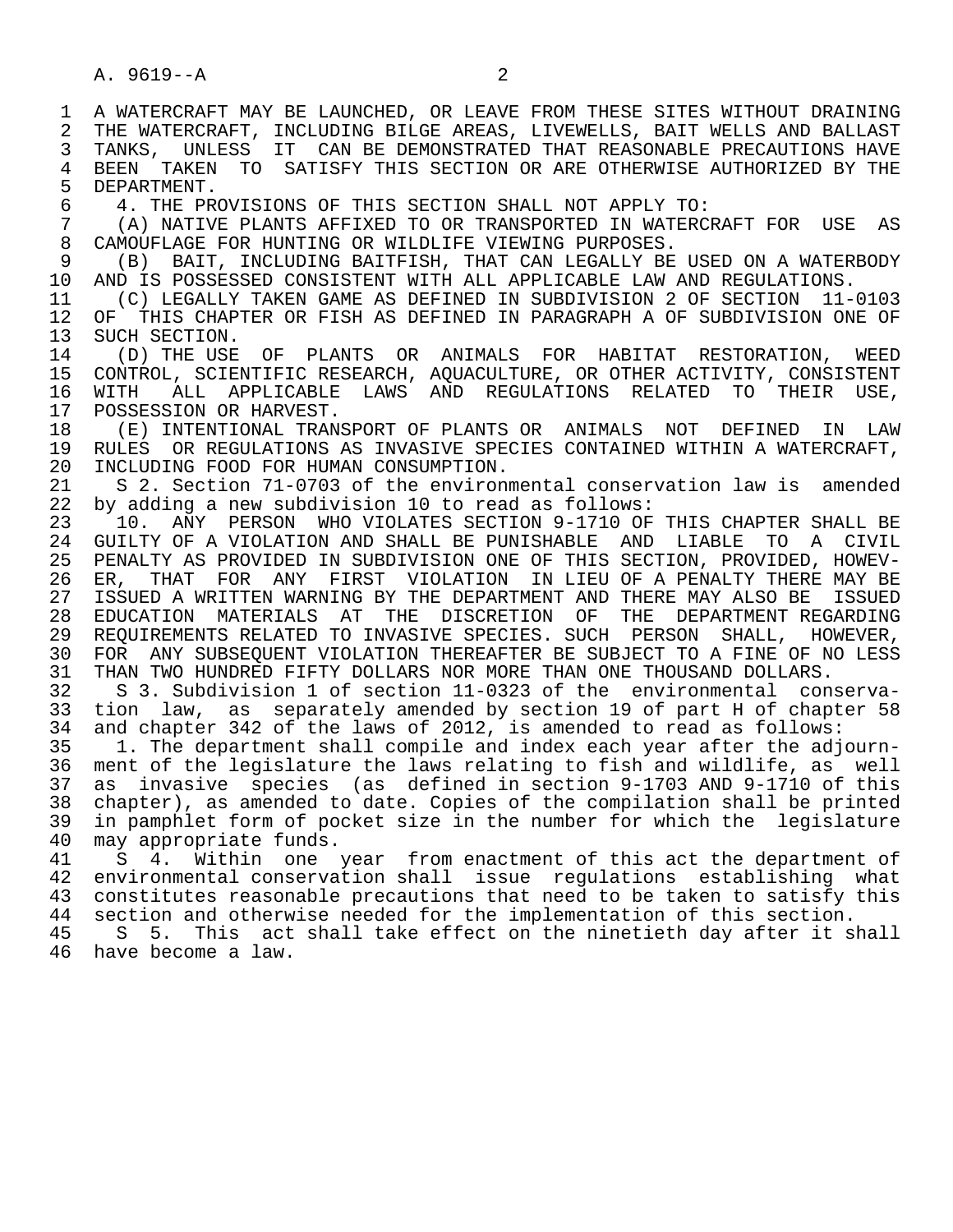A WATERCRAFT MAY BE LAUNCHED, OR LEAVE FROM THESE SITES WITHOUT DRAINING THE WATERCRAFT, INCLUDING BILGE AREAS, LIVEWELLS, BAIT WELLS AND BALLAST TANKS, UNLESS IT CAN BE DEMONSTRATED THAT REASONABLE PRECAUTIONS HAVE BEEN TAKEN TO SATISFY THIS SECTION OR ARE OTHERWISE AUTHORIZED BY THE DEPARTMENT.

4. THE PROVISIONS OF THIS SECTION SHALL NOT APPLY TO:

(A) NATIVE PLANTS AFFIXED TO OR TRANSPORTED IN WATERCRAFT FOR USE AS CAMOUFLAGE FOR HUNTING OR WILDLIFE VIEWING PURPOSES.

(B) BAIT, INCLUDING BAITFISH, THAT CAN LEGALLY BE USED ON A WATERBODY AND IS POSSESSED CONSISTENT WITH ALL APPLICABLE LAW AND REGULATIONS.

(C) LEGALLY TAKEN GAME AS DEFINED IN SUBDIVISION 2 OF SECTION 11-0103 OF THIS CHAPTER OR FISH AS DEFINED IN PARAGRAPH A OF SUBDIVISION ONE OF SUCH SECTION.

(D) THE USE OF PLANTS OR ANIMALS FOR HABITAT RESTORATION, WEED CONTROL, SCIENTIFIC RESEARCH, AQUACULTURE, OR OTHER ACTIVITY, CONSISTENT WITH ALL APPLICABLE LAWS AND REGULATIONS RELATED TO THEIR USE, POSSESSION OR HARVEST.

(E) INTENTIONAL TRANSPORT OF PLANTS OR ANIMALS NOT DEFINED IN LAW RULES OR REGULATIONS AS INVASIVE SPECIES CONTAINED WITHIN A WATERCRAFT, INCLUDING FOOD FOR HUMAN CONSUMPTION.

S 2. Section 71-0703 of the environmental conservation law is amended by adding a new subdivision 10 to read as follows:

10. ANY PERSON WHO VIOLATES SECTION 9-1710 OF THIS CHAPTER SHALL BE GUILTY OF A VIOLATION AND SHALL BE PUNISHABLE AND LIABLE TO A CIVIL PENALTY AS PROVIDED IN SUBDIVISION ONE OF THIS SECTION, PROVIDED, HOWEVER, THAT FOR ANY FIRST VIOLATION IN LIEU OF A PENALTY THERE MAY BE ISSUED A WRITTEN WARNING BY THE DEPARTMENT AND THERE MAY ALSO BE ISSUED EDUCATION MATERIALS AT THE DISCRETION OF THE DEPARTMENT REGARDING REQUIREMENTS RELATED TO INVASIVE SPECIES. SUCH PERSON SHALL, HOWEVER, FOR ANY SUBSEQUENT VIOLATION THEREAFTER BE SUBJECT TO A FINE OF NO LESS THAN TWO HUNDRED FIFTY DOLLARS NOR MORE THAN ONE THOUSAND DOLLARS.

S 3. Subdivision 1 of section 11-0323 of the environmental conservation law, as separately amended by section 19 of part H of chapter 58 and chapter 342 of the laws of 2012, is amended to read as follows:

1. The department shall compile and index each year after the adjournment of the legislature the laws relating to fish and wildlife, as well as invasive species (as defined in section 9-1703 AND 9-1710 of this chapter), as amended to date. Copies of the compilation shall be printed in pamphlet form of pocket size in the number for which the legislature may appropriate funds.

S 4. Within one year from enactment of this act the department of environmental conservation shall issue regulations establishing what constitutes reasonable precautions that need to be taken to satisfy this section and otherwise needed for the implementation of this section.

S 5. This act shall take effect on the ninetieth day after it shall have become a law.